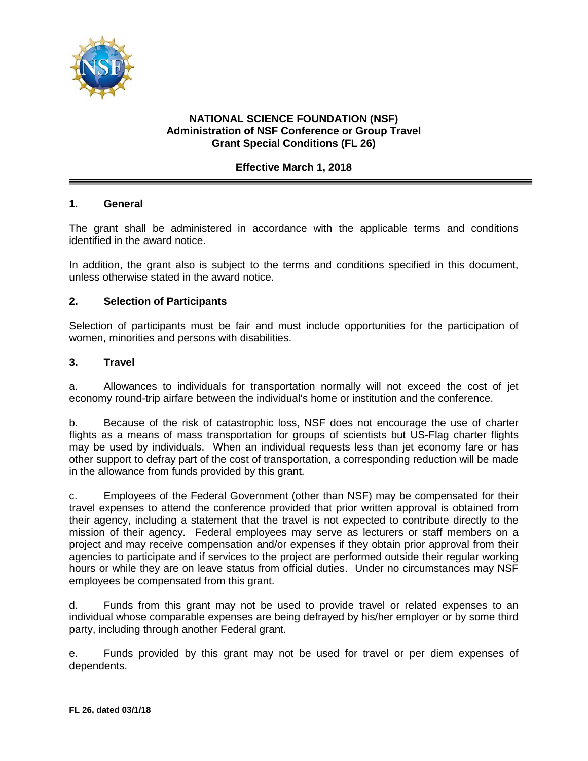**NATIONAL SCIENCE FOUNDATION (NSF)**
**Administration of NSF Conference or Group Travel**
**Grant Special Conditions (FL 26)**

**Effective March 1, 2018**

## 1. General

The grant shall be administered in accordance with the applicable terms and conditions identified in the award notice.

In addition, the grant also is subject to the terms and conditions specified in this document, unless otherwise stated in the award notice.

## 2. Selection of Participants

Selection of participants must be fair and must include opportunities for the participation of women, minorities and persons with disabilities.

## 3. Travel

a. Allowances to individuals for transportation normally will not exceed the cost of jet economy round-trip airfare between the individual's home or institution and the conference.

b. Because of the risk of catastrophic loss, NSF does not encourage the use of charter flights as a means of mass transportation for groups of scientists but US-Flag charter flights may be used by individuals. When an individual requests less than jet economy fare or has other support to defray part of the cost of transportation, a corresponding reduction will be made in the allowance from funds provided by this grant.

c. Employees of the Federal Government (other than NSF) may be compensated for their travel expenses to attend the conference provided that prior written approval is obtained from their agency, including a statement that the travel is not expected to contribute directly to the mission of their agency. Federal employees may serve as lecturers or staff members on a project and may receive compensation and/or expenses if they obtain prior approval from their agencies to participate and if services to the project are performed outside their regular working hours or while they are on leave status from official duties. Under no circumstances may NSF employees be compensated from this grant.

d. Funds from this grant may not be used to provide travel or related expenses to an individual whose comparable expenses are being defrayed by his/her employer or by some third party, including through another Federal grant.

e. Funds provided by this grant may not be used for travel or per diem expenses of dependents.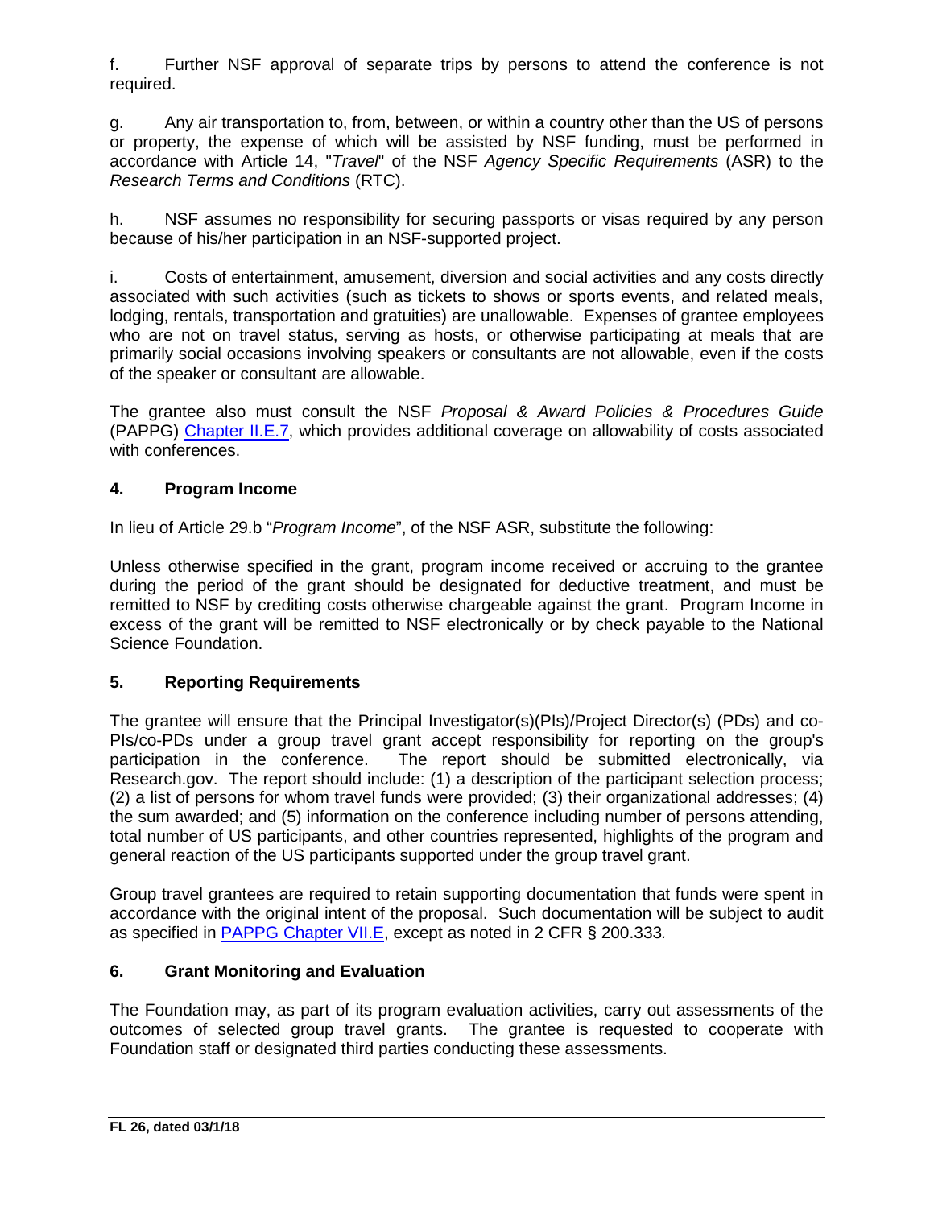f. Further NSF approval of separate trips by persons to attend the conference is not required.

g. Any air transportation to, from, between, or within a country other than the US of persons or property, the expense of which will be assisted by NSF funding, must be performed in accordance with Article 14, "*Travel*" of the NSF *Agency Specific Requirements* (ASR) to the *Research Terms and Conditions* (RTC).

h. NSF assumes no responsibility for securing passports or visas required by any person because of his/her participation in an NSF-supported project.

i. Costs of entertainment, amusement, diversion and social activities and any costs directly associated with such activities (such as tickets to shows or sports events, and related meals, lodging, rentals, transportation and gratuities) are unallowable. Expenses of grantee employees who are not on travel status, serving as hosts, or otherwise participating at meals that are primarily social occasions involving speakers or consultants are not allowable, even if the costs of the speaker or consultant are allowable.

The grantee also must consult the NSF *Proposal & Award Policies & Procedures Guide* (PAPPG) [Chapter II.E.7](), which provides additional coverage on allowability of costs associated with conferences.

## 4. Program Income

In lieu of Article 29.b "*Program Income*", of the NSF ASR, substitute the following:

Unless otherwise specified in the grant, program income received or accruing to the grantee during the period of the grant should be designated for deductive treatment, and must be remitted to NSF by crediting costs otherwise chargeable against the grant. Program Income in excess of the grant will be remitted to NSF electronically or by check payable to the National Science Foundation.

## 5. Reporting Requirements

The grantee will ensure that the Principal Investigator(s)(PIs)/Project Director(s) (PDs) and co-PIs/co-PDs under a group travel grant accept responsibility for reporting on the group's participation in the conference. The report should be submitted electronically, via Research.gov. The report should include: (1) a description of the participant selection process; (2) a list of persons for whom travel funds were provided; (3) their organizational addresses; (4) the sum awarded; and (5) information on the conference including number of persons attending, total number of US participants, and other countries represented, highlights of the program and general reaction of the US participants supported under the group travel grant.

Group travel grantees are required to retain supporting documentation that funds were spent in accordance with the original intent of the proposal. Such documentation will be subject to audit as specified in [PAPPG Chapter VII.E](), except as noted in 2 CFR § 200.333*.*

## 6. Grant Monitoring and Evaluation

The Foundation may, as part of its program evaluation activities, carry out assessments of the outcomes of selected group travel grants. The grantee is requested to cooperate with Foundation staff or designated third parties conducting these assessments.

**FL 26, dated 03/1/18**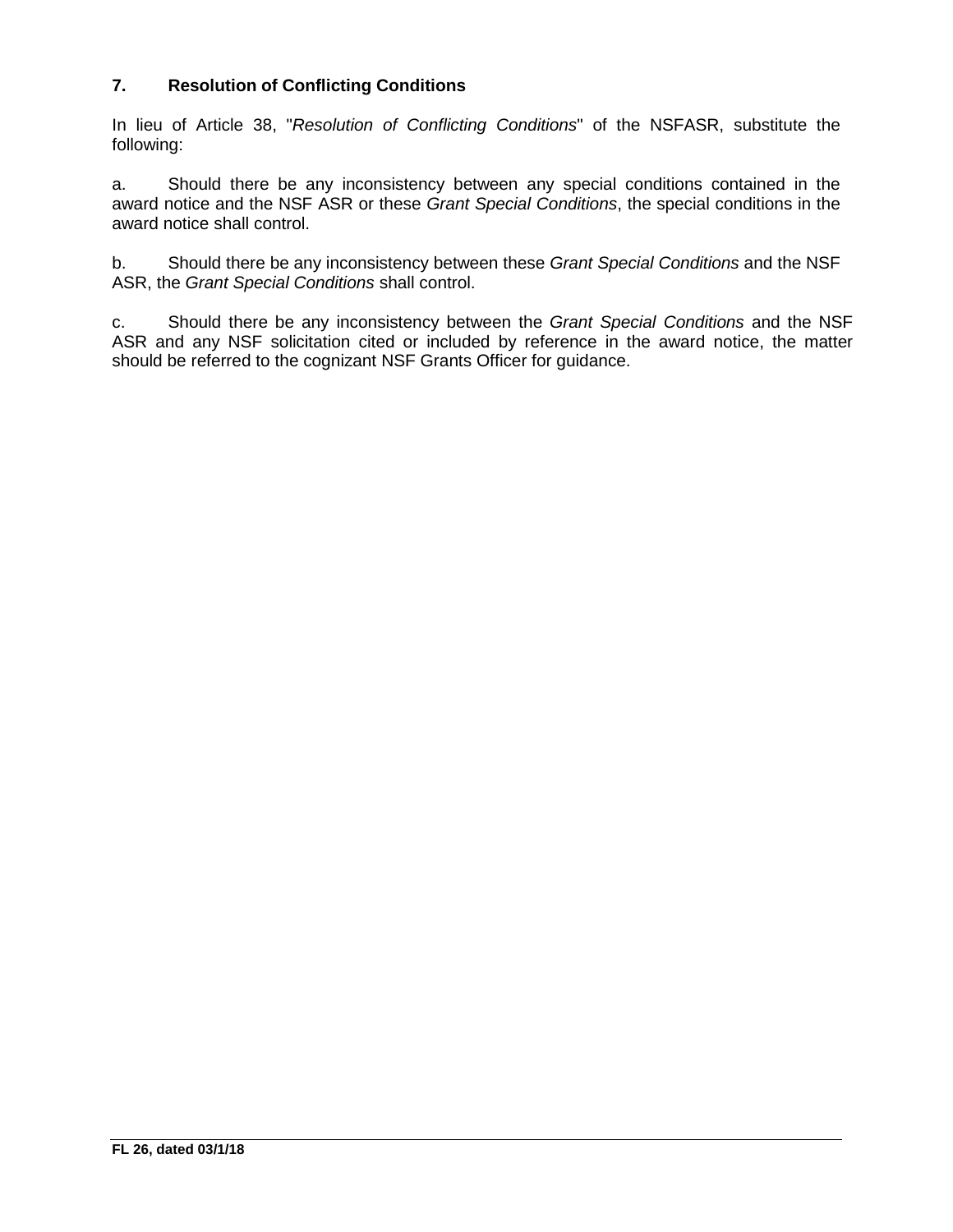### 7. Resolution of Conflicting Conditions

In lieu of Article 38, "*Resolution of Conflicting Conditions*" of the NSFASR, substitute the following:

a. Should there be any inconsistency between any special conditions contained in the award notice and the NSF ASR or these *Grant Special Conditions*, the special conditions in the award notice shall control.

b. Should there be any inconsistency between these *Grant Special Conditions* and the NSF ASR, the *Grant Special Conditions* shall control.

c. Should there be any inconsistency between the *Grant Special Conditions* and the NSF ASR and any NSF solicitation cited or included by reference in the award notice, the matter should be referred to the cognizant NSF Grants Officer for guidance.